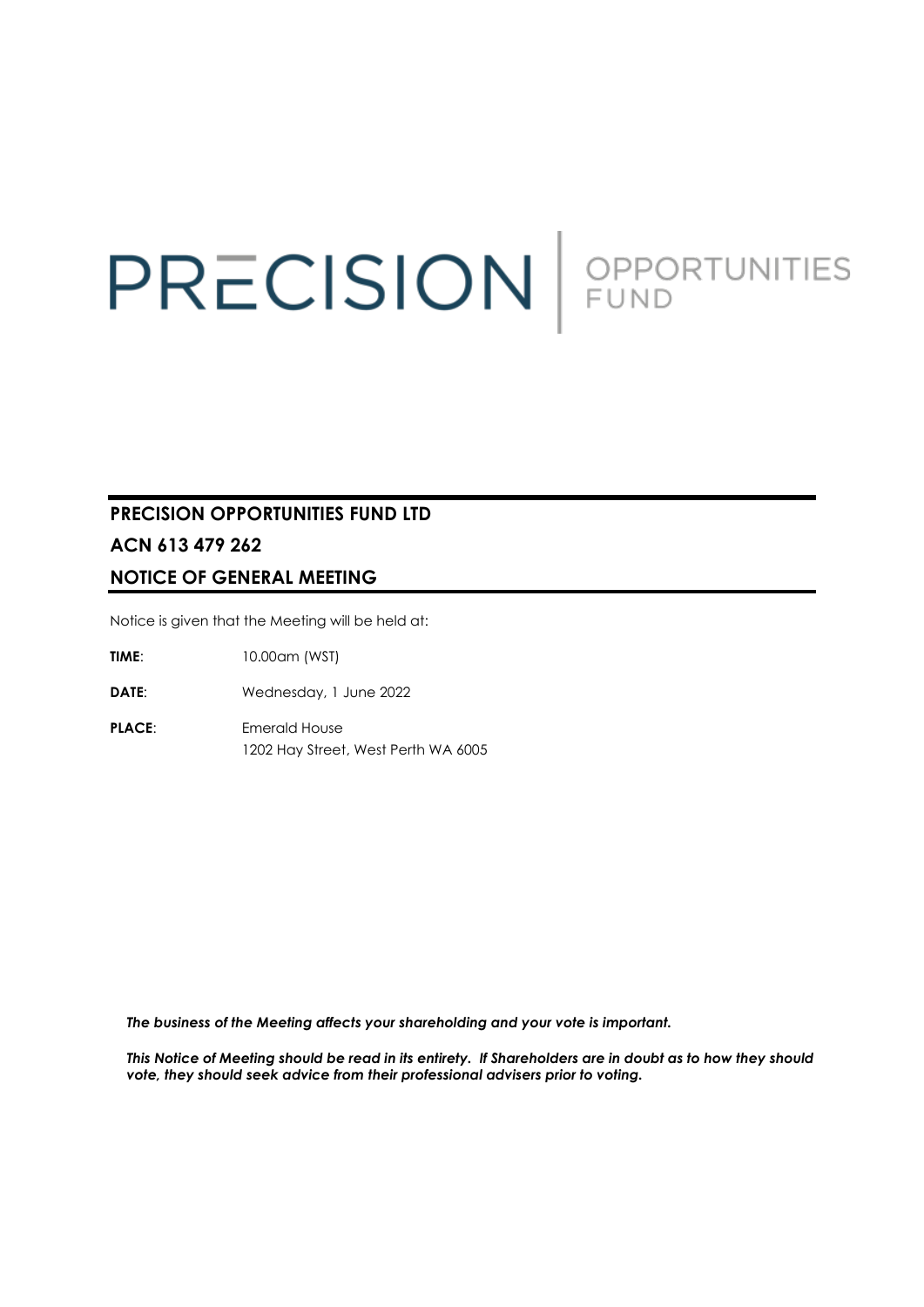PRECISION | OPPORTUNITIES FUND

# PRECISION OPPORTUNITIES FUND LTD

## ACN 613 479 262

## NOTICE OF GENERAL MEETING

Notice is given that the Meeting will be held at:

**TIME**: 10.00am (WST)

**DATE**: Wednesday, 1 June 2022

**PLACE**: Emerald House
1202 Hay Street, West Perth WA 6005

***The business of the Meeting affects your shareholding and your vote is important.***

***This Notice of Meeting should be read in its entirety. If Shareholders are in doubt as to how they should vote, they should seek advice from their professional advisers prior to voting.***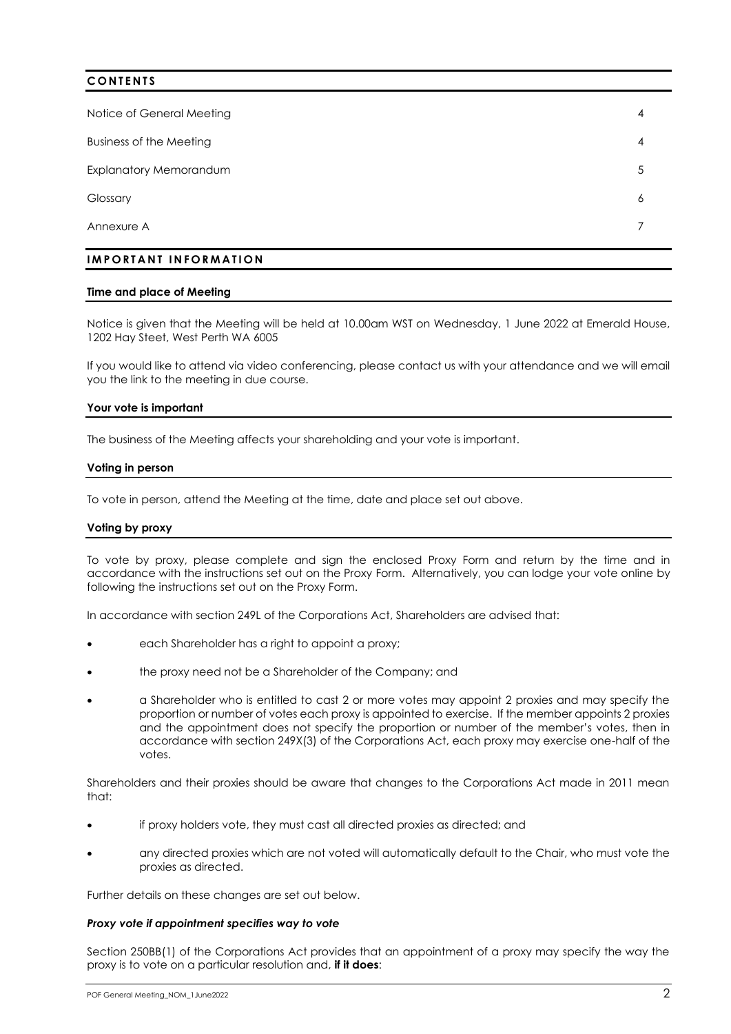## CONTENTS

| | |
|---|---|
| Notice of General Meeting | 4 |
| Business of the Meeting | 4 |
| Explanatory Memorandum | 5 |
| Glossary | 6 |
| Annexure A | 7 |

## IMPORTANT INFORMATION

### Time and place of Meeting

Notice is given that the Meeting will be held at 10.00am WST on Wednesday, 1 June 2022 at Emerald House, 1202 Hay Steet, West Perth WA 6005

If you would like to attend via video conferencing, please contact us with your attendance and we will email you the link to the meeting in due course.

### Your vote is important

The business of the Meeting affects your shareholding and your vote is important.

### Voting in person

To vote in person, attend the Meeting at the time, date and place set out above.

### Voting by proxy

To vote by proxy, please complete and sign the enclosed Proxy Form and return by the time and in accordance with the instructions set out on the Proxy Form. Alternatively, you can lodge your vote online by following the instructions set out on the Proxy Form.

In accordance with section 249L of the Corporations Act, Shareholders are advised that:

- each Shareholder has a right to appoint a proxy;
- the proxy need not be a Shareholder of the Company; and
- a Shareholder who is entitled to cast 2 or more votes may appoint 2 proxies and may specify the proportion or number of votes each proxy is appointed to exercise. If the member appoints 2 proxies and the appointment does not specify the proportion or number of the member's votes, then in accordance with section 249X(3) of the Corporations Act, each proxy may exercise one-half of the votes.

Shareholders and their proxies should be aware that changes to the Corporations Act made in 2011 mean that:

- if proxy holders vote, they must cast all directed proxies as directed; and
- any directed proxies which are not voted will automatically default to the Chair, who must vote the proxies as directed.

Further details on these changes are set out below.

#### *Proxy vote if appointment specifies way to vote*

Section 250BB(1) of the Corporations Act provides that an appointment of a proxy may specify the way the proxy is to vote on a particular resolution and, **if it does**: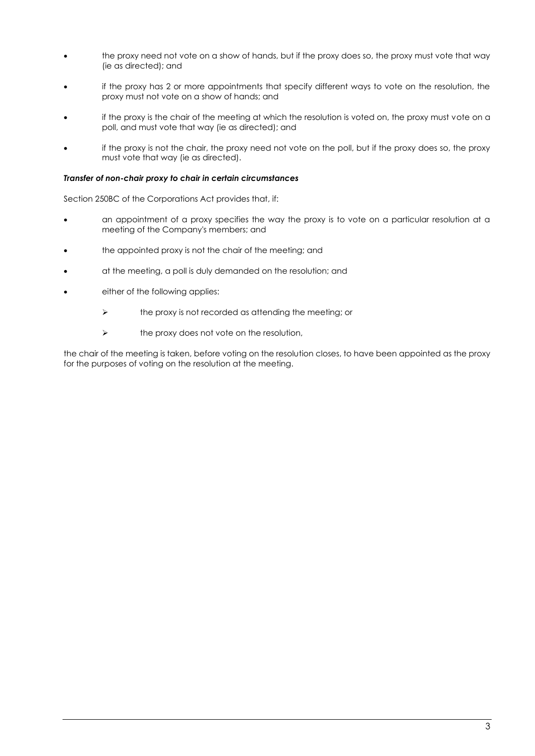- the proxy need not vote on a show of hands, but if the proxy does so, the proxy must vote that way (ie as directed); and
- if the proxy has 2 or more appointments that specify different ways to vote on the resolution, the proxy must not vote on a show of hands; and
- if the proxy is the chair of the meeting at which the resolution is voted on, the proxy must vote on a poll, and must vote that way (ie as directed); and
- if the proxy is not the chair, the proxy need not vote on the poll, but if the proxy does so, the proxy must vote that way (ie as directed).

***Transfer of non-chair proxy to chair in certain circumstances***

Section 250BC of the Corporations Act provides that, if:

- an appointment of a proxy specifies the way the proxy is to vote on a particular resolution at a meeting of the Company's members; and
- the appointed proxy is not the chair of the meeting; and
- at the meeting, a poll is duly demanded on the resolution; and
- either of the following applies:
    - the proxy is not recorded as attending the meeting; or
    - the proxy does not vote on the resolution,

the chair of the meeting is taken, before voting on the resolution closes, to have been appointed as the proxy for the purposes of voting on the resolution at the meeting.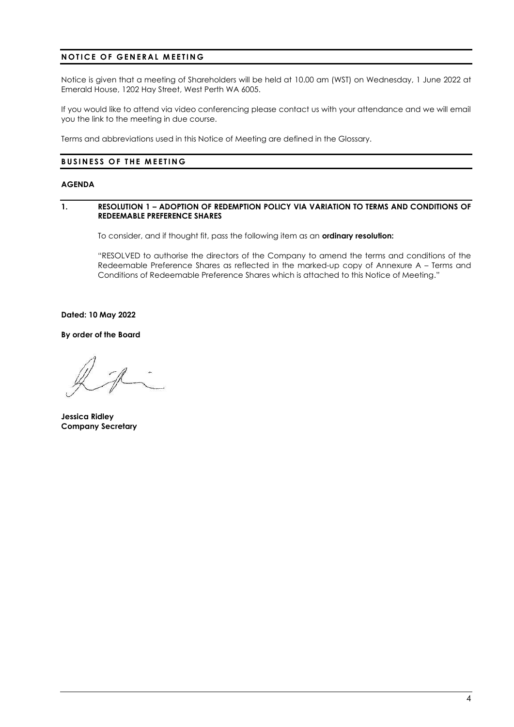## NOTICE OF GENERAL MEETING

Notice is given that a meeting of Shareholders will be held at 10.00 am (WST) on Wednesday, 1 June 2022 at Emerald House, 1202 Hay Street, West Perth WA 6005.

If you would like to attend via video conferencing please contact us with your attendance and we will email you the link to the meeting in due course.

Terms and abbreviations used in this Notice of Meeting are defined in the Glossary.

## BUSINESS OF THE MEETING

### AGENDA

### 1. RESOLUTION 1 – ADOPTION OF REDEMPTION POLICY VIA VARIATION TO TERMS AND CONDITIONS OF REDEEMABLE PREFERENCE SHARES

To consider, and if thought fit, pass the following item as an **ordinary resolution:**

"RESOLVED to authorise the directors of the Company to amend the terms and conditions of the Redeemable Preference Shares as reflected in the marked-up copy of Annexure A – Terms and Conditions of Redeemable Preference Shares which is attached to this Notice of Meeting."

**Dated: 10 May 2022**

**By order of the Board**

**Jessica Ridley**
**Company Secretary**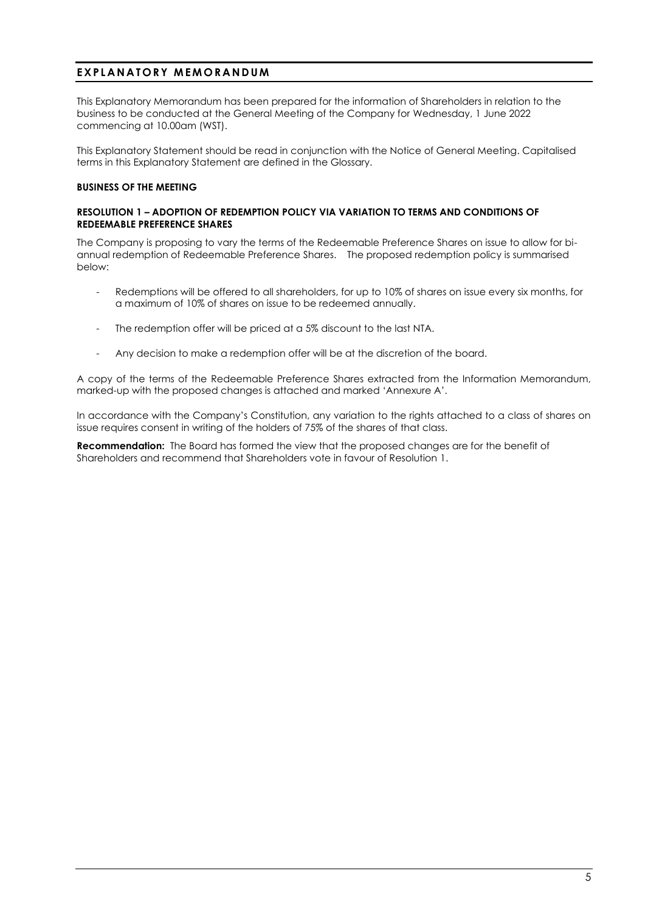## EXPLANATORY MEMORANDUM

This Explanatory Memorandum has been prepared for the information of Shareholders in relation to the business to be conducted at the General Meeting of the Company for Wednesday, 1 June 2022 commencing at 10.00am (WST).

This Explanatory Statement should be read in conjunction with the Notice of General Meeting. Capitalised terms in this Explanatory Statement are defined in the Glossary.

### BUSINESS OF THE MEETING

#### RESOLUTION 1 – ADOPTION OF REDEMPTION POLICY VIA VARIATION TO TERMS AND CONDITIONS OF REDEEMABLE PREFERENCE SHARES

The Company is proposing to vary the terms of the Redeemable Preference Shares on issue to allow for bi-annual redemption of Redeemable Preference Shares. The proposed redemption policy is summarised below:

- Redemptions will be offered to all shareholders, for up to 10% of shares on issue every six months, for a maximum of 10% of shares on issue to be redeemed annually.
- The redemption offer will be priced at a 5% discount to the last NTA.
- Any decision to make a redemption offer will be at the discretion of the board.

A copy of the terms of the Redeemable Preference Shares extracted from the Information Memorandum, marked-up with the proposed changes is attached and marked 'Annexure A'.

In accordance with the Company's Constitution, any variation to the rights attached to a class of shares on issue requires consent in writing of the holders of 75% of the shares of that class.

**Recommendation:** The Board has formed the view that the proposed changes are for the benefit of Shareholders and recommend that Shareholders vote in favour of Resolution 1.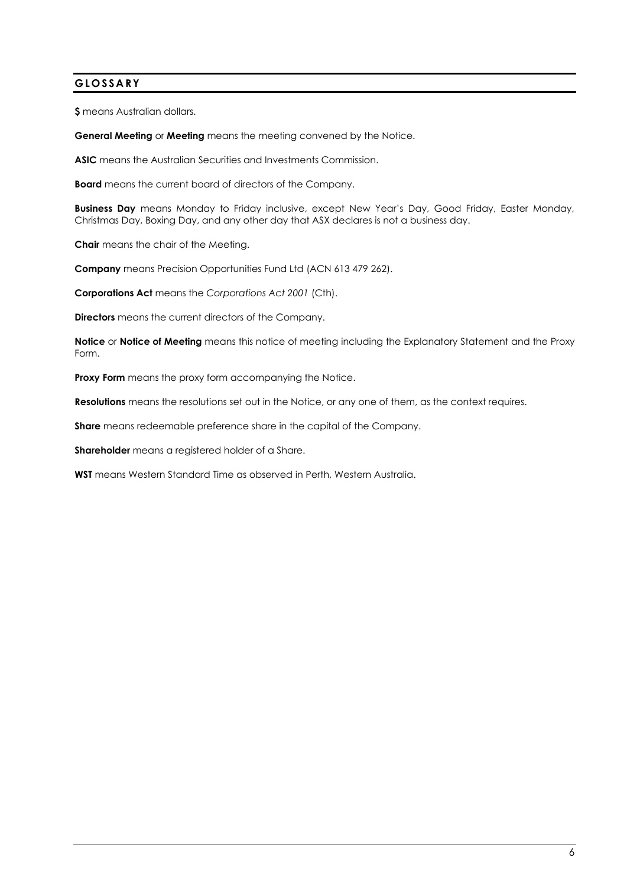## GLOSSARY

**$** means Australian dollars.

**General Meeting** or **Meeting** means the meeting convened by the Notice.

**ASIC** means the Australian Securities and Investments Commission.

**Board** means the current board of directors of the Company.

**Business Day** means Monday to Friday inclusive, except New Year's Day, Good Friday, Easter Monday, Christmas Day, Boxing Day, and any other day that ASX declares is not a business day.

**Chair** means the chair of the Meeting.

**Company** means Precision Opportunities Fund Ltd (ACN 613 479 262).

**Corporations Act** means the *Corporations Act 2001* (Cth).

**Directors** means the current directors of the Company.

**Notice** or **Notice of Meeting** means this notice of meeting including the Explanatory Statement and the Proxy Form.

**Proxy Form** means the proxy form accompanying the Notice.

**Resolutions** means the resolutions set out in the Notice, or any one of them, as the context requires.

**Share** means redeemable preference share in the capital of the Company.

**Shareholder** means a registered holder of a Share.

**WST** means Western Standard Time as observed in Perth, Western Australia.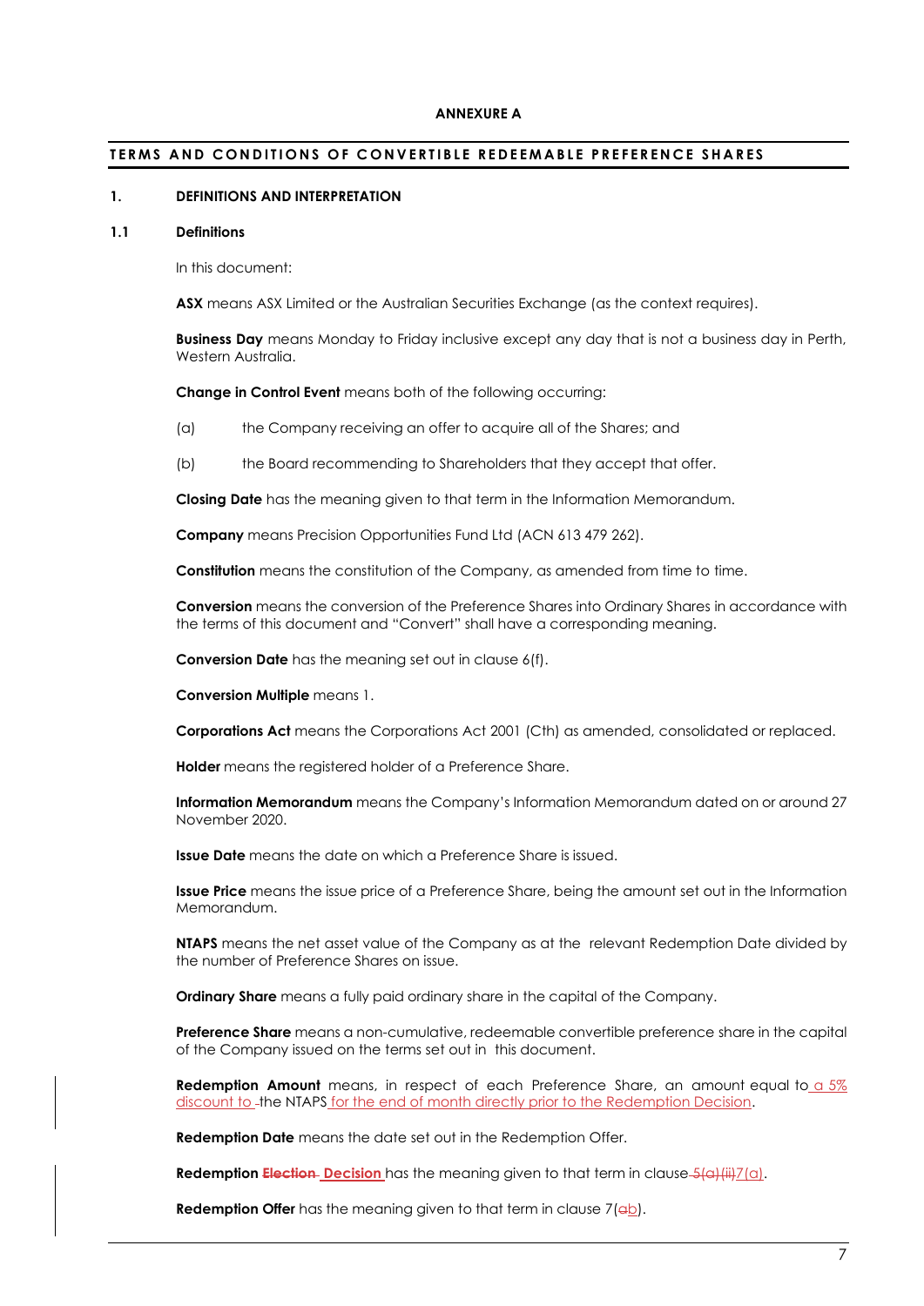**ANNEXURE A**

## TERMS AND CONDITIONS OF CONVERTIBLE REDEEMABLE PREFERENCE SHARES

### 1. DEFINITIONS AND INTERPRETATION

#### 1.1 Definitions

In this document:

**ASX** means ASX Limited or the Australian Securities Exchange (as the context requires).

**Business Day** means Monday to Friday inclusive except any day that is not a business day in Perth, Western Australia.

**Change in Control Event** means both of the following occurring:

(a) the Company receiving an offer to acquire all of the Shares; and

(b) the Board recommending to Shareholders that they accept that offer.

**Closing Date** has the meaning given to that term in the Information Memorandum.

**Company** means Precision Opportunities Fund Ltd (ACN 613 479 262).

**Constitution** means the constitution of the Company, as amended from time to time.

**Conversion** means the conversion of the Preference Shares into Ordinary Shares in accordance with the terms of this document and "Convert" shall have a corresponding meaning.

**Conversion Date** has the meaning set out in clause 6(f).

**Conversion Multiple** means 1.

**Corporations Act** means the Corporations Act 2001 (Cth) as amended, consolidated or replaced.

**Holder** means the registered holder of a Preference Share.

**Information Memorandum** means the Company's Information Memorandum dated on or around 27 November 2020.

**Issue Date** means the date on which a Preference Share is issued.

**Issue Price** means the issue price of a Preference Share, being the amount set out in the Information Memorandum.

**NTAPS** means the net asset value of the Company as at the relevant Redemption Date divided by the number of Preference Shares on issue.

**Ordinary Share** means a fully paid ordinary share in the capital of the Company.

**Preference Share** means a non-cumulative, redeemable convertible preference share in the capital of the Company issued on the terms set out in this document.

**Redemption Amount** means, in respect of each Preference Share, an amount equal to a 5% discount to the NTAPS for the end of month directly prior to the Redemption Decision.

**Redemption Date** means the date set out in the Redemption Offer.

**Redemption ~~Election~~ Decision** has the meaning given to that term in clause ~~5(a)(ii)~~7(a).

**Redemption Offer** has the meaning given to that term in clause 7(~~a~~b).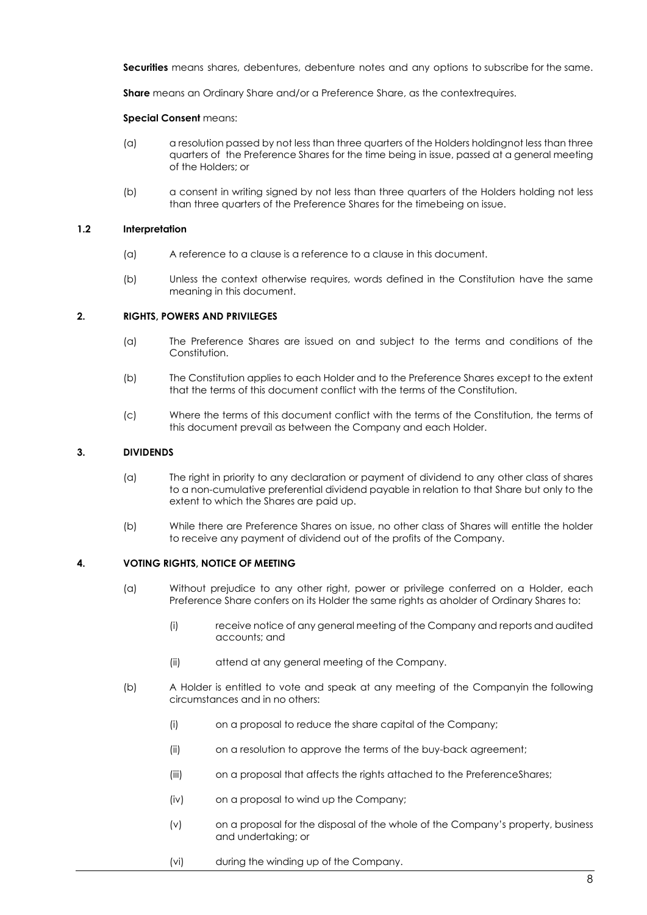**Securities** means shares, debentures, debenture notes and any options to subscribe for the same.

**Share** means an Ordinary Share and/or a Preference Share, as the contextrequires.

**Special Consent** means:

(a) a resolution passed by not less than three quarters of the Holders holdingnot less than three quarters of the Preference Shares for the time being in issue, passed at a general meeting of the Holders; or

(b) a consent in writing signed by not less than three quarters of the Holders holding not less than three quarters of the Preference Shares for the timebeing on issue.

### 1.2 Interpretation

(a) A reference to a clause is a reference to a clause in this document.

(b) Unless the context otherwise requires, words defined in the Constitution have the same meaning in this document.

## 2. RIGHTS, POWERS AND PRIVILEGES

(a) The Preference Shares are issued on and subject to the terms and conditions of the Constitution.

(b) The Constitution applies to each Holder and to the Preference Shares except to the extent that the terms of this document conflict with the terms of the Constitution.

(c) Where the terms of this document conflict with the terms of the Constitution, the terms of this document prevail as between the Company and each Holder.

## 3. DIVIDENDS

(a) The right in priority to any declaration or payment of dividend to any other class of shares to a non-cumulative preferential dividend payable in relation to that Share but only to the extent to which the Shares are paid up.

(b) While there are Preference Shares on issue, no other class of Shares will entitle the holder to receive any payment of dividend out of the profits of the Company.

## 4. VOTING RIGHTS, NOTICE OF MEETING

(a) Without prejudice to any other right, power or privilege conferred on a Holder, each Preference Share confers on its Holder the same rights as aholder of Ordinary Shares to:

  (i) receive notice of any general meeting of the Company and reports and audited accounts; and

  (ii) attend at any general meeting of the Company.

(b) A Holder is entitled to vote and speak at any meeting of the Companyin the following circumstances and in no others:

  (i) on a proposal to reduce the share capital of the Company;

  (ii) on a resolution to approve the terms of the buy-back agreement;

  (iii) on a proposal that affects the rights attached to the PreferenceShares;

  (iv) on a proposal to wind up the Company;

  (v) on a proposal for the disposal of the whole of the Company's property, business and undertaking; or

  (vi) during the winding up of the Company.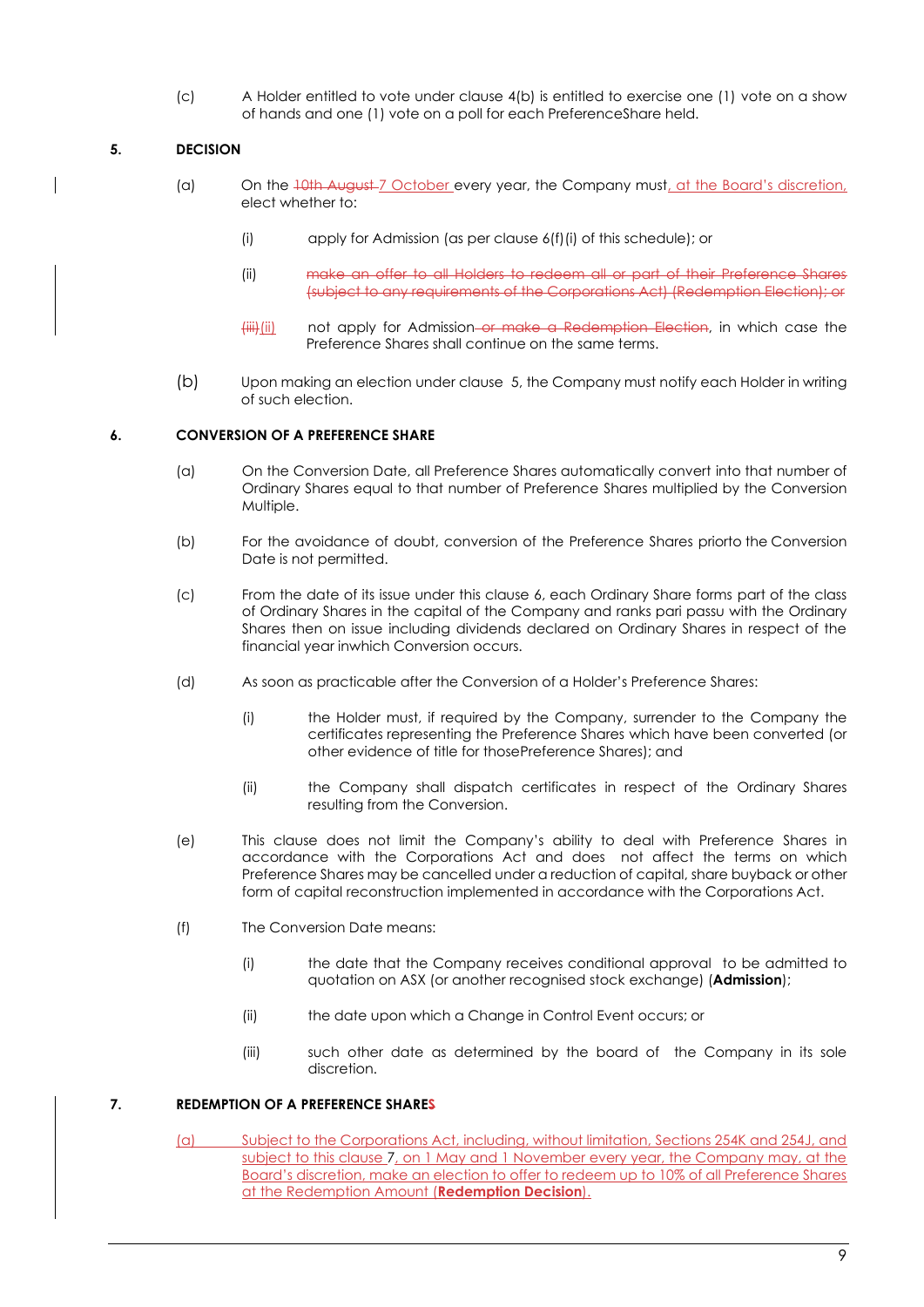(c) A Holder entitled to vote under clause 4(b) is entitled to exercise one (1) vote on a show of hands and one (1) vote on a poll for each PreferenceShare held.

## 5. DECISION

(a) On the ~~10th August~~ <u>7 October</u> every year, the Company must<u>, at the Board's discretion,</u> elect whether to:

- (i) apply for Admission (as per clause 6(f)(i) of this schedule); or
- (ii) ~~make an offer to all Holders to redeem all or part of their Preference Shares (subject to any requirements of the Corporations Act) (Redemption Election); or~~
- ~~(iii)~~<u>(ii)</u> not apply for Admission~~ or make a Redemption Election~~, in which case the Preference Shares shall continue on the same terms.

(b) Upon making an election under clause 5, the Company must notify each Holder in writing of such election.

## 6. CONVERSION OF A PREFERENCE SHARE

(a) On the Conversion Date, all Preference Shares automatically convert into that number of Ordinary Shares equal to that number of Preference Shares multiplied by the Conversion Multiple.

(b) For the avoidance of doubt, conversion of the Preference Shares priorto the Conversion Date is not permitted.

(c) From the date of its issue under this clause 6, each Ordinary Share forms part of the class of Ordinary Shares in the capital of the Company and ranks pari passu with the Ordinary Shares then on issue including dividends declared on Ordinary Shares in respect of the financial year inwhich Conversion occurs.

(d) As soon as practicable after the Conversion of a Holder's Preference Shares:

- (i) the Holder must, if required by the Company, surrender to the Company the certificates representing the Preference Shares which have been converted (or other evidence of title for thosePreference Shares); and
- (ii) the Company shall dispatch certificates in respect of the Ordinary Shares resulting from the Conversion.

(e) This clause does not limit the Company's ability to deal with Preference Shares in accordance with the Corporations Act and does not affect the terms on which Preference Shares may be cancelled under a reduction of capital, share buyback or other form of capital reconstruction implemented in accordance with the Corporations Act.

(f) The Conversion Date means:

- (i) the date that the Company receives conditional approval to be admitted to quotation on ASX (or another recognised stock exchange) (**Admission**);
- (ii) the date upon which a Change in Control Event occurs; or
- (iii) such other date as determined by the board of the Company in its sole discretion.

## 7. REDEMPTION OF A PREFERENCE SHARE~~S~~

<u>(a) Subject to the Corporations Act, including, without limitation, Sections 254K and 254J, and subject to this clause</u> 7<u>, on 1 May and 1 November every year, the Company may, at the Board's discretion, make an election to offer to redeem up to 10% of all Preference Shares at the Redemption Amount (**Redemption Decision**).</u>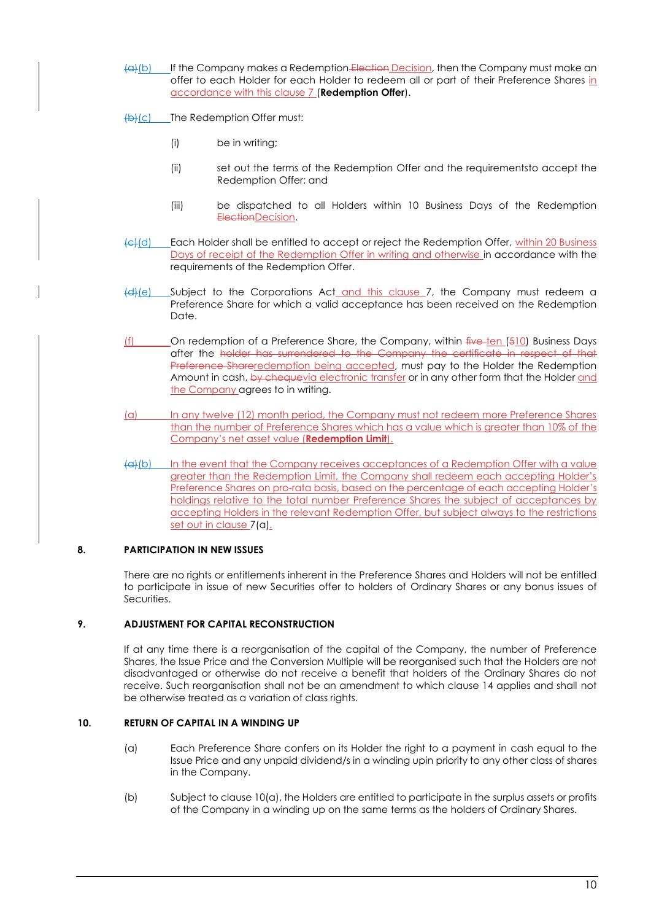(a)(b) If the Company makes a Redemption Election Decision, then the Company must make an offer to each Holder for each Holder to redeem all or part of their Preference Shares in accordance with this clause 7 (**Redemption Offer**).

(b)(c) The Redemption Offer must:

(i) be in writing;

(ii) set out the terms of the Redemption Offer and the requirementsto accept the Redemption Offer; and

(iii) be dispatched to all Holders within 10 Business Days of the Redemption ElectionDecision.

(c)(d) Each Holder shall be entitled to accept or reject the Redemption Offer, within 20 Business Days of receipt of the Redemption Offer in writing and otherwise in accordance with the requirements of the Redemption Offer.

(d)(e) Subject to the Corporations Act and this clause 7, the Company must redeem a Preference Share for which a valid acceptance has been received on the Redemption Date.

(f) On redemption of a Preference Share, the Company, within five ten (510) Business Days after the holder has surrendered to the Company the certificate in respect of that Preference Shareredemption being accepted, must pay to the Holder the Redemption Amount in cash, by chequevia electronic transfer or in any other form that the Holder and the Company agrees to in writing.

(a) In any twelve (12) month period, the Company must not redeem more Preference Shares than the number of Preference Shares which has a value which is greater than 10% of the Company's net asset value (**Redemption Limit**).

(a)(b) In the event that the Company receives acceptances of a Redemption Offer with a value greater than the Redemption Limit, the Company shall redeem each accepting Holder's Preference Shares on pro-rata basis, based on the percentage of each accepting Holder's holdings relative to the total number Preference Shares the subject of acceptances by accepting Holders in the relevant Redemption Offer, but subject always to the restrictions set out in clause 7(a).

## 8. PARTICIPATION IN NEW ISSUES

There are no rights or entitlements inherent in the Preference Shares and Holders will not be entitled to participate in issue of new Securities offer to holders of Ordinary Shares or any bonus issues of Securities.

## 9. ADJUSTMENT FOR CAPITAL RECONSTRUCTION

If at any time there is a reorganisation of the capital of the Company, the number of Preference Shares, the Issue Price and the Conversion Multiple will be reorganised such that the Holders are not disadvantaged or otherwise do not receive a benefit that holders of the Ordinary Shares do not receive. Such reorganisation shall not be an amendment to which clause 14 applies and shall not be otherwise treated as a variation of class rights.

## 10. RETURN OF CAPITAL IN A WINDING UP

(a) Each Preference Share confers on its Holder the right to a payment in cash equal to the Issue Price and any unpaid dividend/s in a winding upin priority to any other class of shares in the Company.

(b) Subject to clause 10(a), the Holders are entitled to participate in the surplus assets or profits of the Company in a winding up on the same terms as the holders of Ordinary Shares.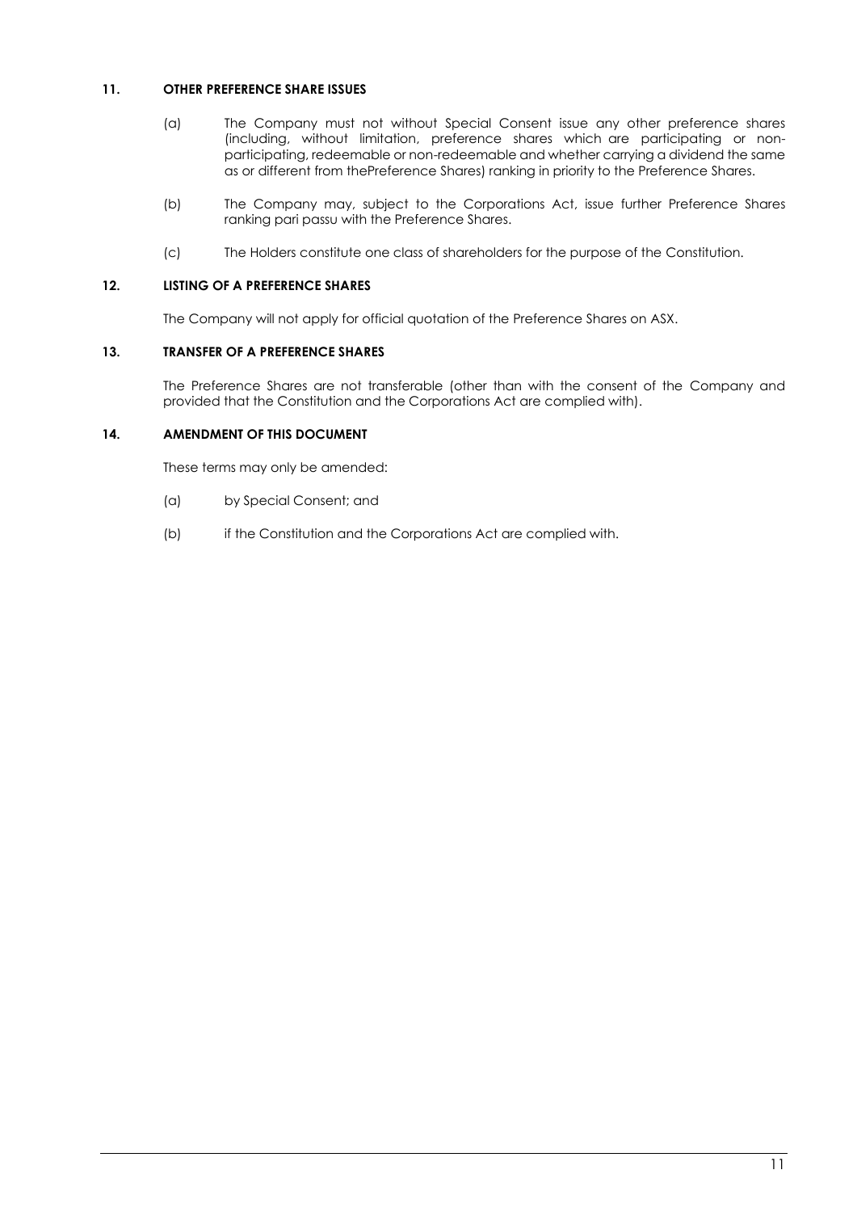## 11. OTHER PREFERENCE SHARE ISSUES

(a) The Company must not without Special Consent issue any other preference shares (including, without limitation, preference shares which are participating or non-participating, redeemable or non-redeemable and whether carrying a dividend the same as or different from thePreference Shares) ranking in priority to the Preference Shares.

(b) The Company may, subject to the Corporations Act, issue further Preference Shares ranking pari passu with the Preference Shares.

(c) The Holders constitute one class of shareholders for the purpose of the Constitution.

## 12. LISTING OF A PREFERENCE SHARES

The Company will not apply for official quotation of the Preference Shares on ASX.

## 13. TRANSFER OF A PREFERENCE SHARES

The Preference Shares are not transferable (other than with the consent of the Company and provided that the Constitution and the Corporations Act are complied with).

## 14. AMENDMENT OF THIS DOCUMENT

These terms may only be amended:

(a) by Special Consent; and

(b) if the Constitution and the Corporations Act are complied with.